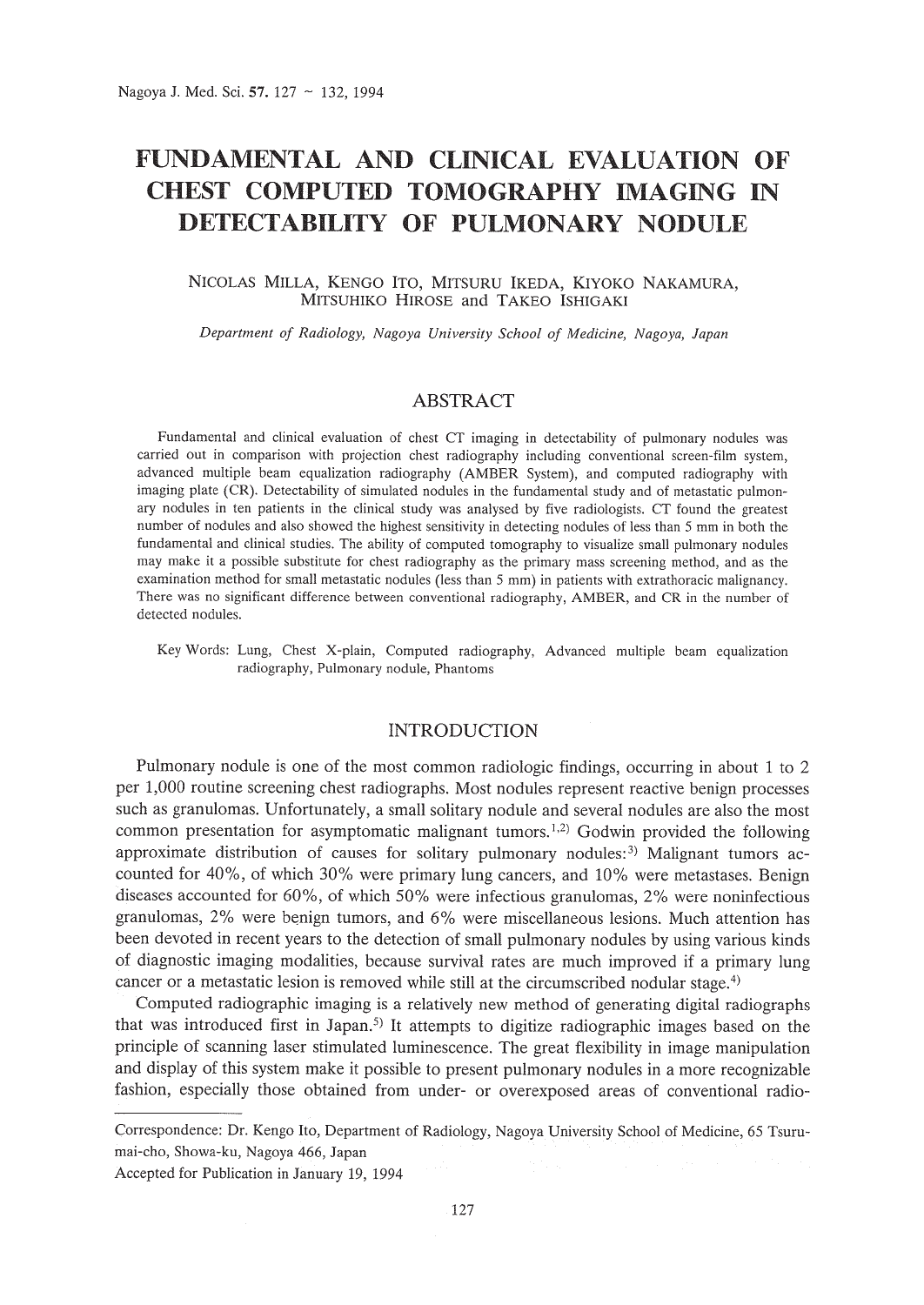# FUNDAMENTAL AND CLINICAL EVALUATION OF CHEST COMPUTED TOMOGRAPHY IMAGING IN DETECTABILITY OF PULMONARY NODULE

NICOLAS MILLA, KENGO ITO, MITSURU IKEDA, KIYOKO NAKAMURA, MITSUHIKO HIROSE and TAKEO ISHIGAKI

*Department of Radiology, Nagoya University School of Medicine, Nagoya, Japan*

## ABSTRACT

Fundamental and clinical evaluation of chest CT imaging in detectability of pulmonary nodules was carried out in comparison with projection chest radiography including conventional screen-film system, advanced multiple beam equalization radiography (AMBER System), and computed radiography with imaging plate (CR). Detectability of simulated nodules in the fundamental study and of metastatic pulmonary nodules in ten patients in the clinical study was analysed by five radiologists. CT found the greatest number of nodules and also showed the highest sensitivity in detecting nodules of less than 5 mm in both the fundamental and clinical studies. The ability of computed tomography to visualize small pulmonary nodules may make it a possible substitute for chest radiography as the primary mass screening method, and as the examination method for small metastatic nodules (less than 5 mm) in patients with extrathoracic malignancy. There was no significant difference between conventional radiography, AMBER, and CR in the number of detected nodules.

Key Words: Lung, Chest X-plain, Computed radiography, Advanced multiple beam equalization radiography, Pulmonary nodule, Phantoms

## INTRODUCTION

Pulmonary nodule is one of the most common radiologic findings, occurring in about 1 to 2 per 1,000 routine screening chest radiographs. Most nodules represent reactive benign processes such as granulomas. Unfortunately, a small solitary nodule and several nodules are also the most common presentation for asymptomatic malignant tumors.[1,2] Godwin provided the following approximate distribution of causes for solitary pulmonary nodules:[3] Malignant tumors accounted for 40%, of which 30% were primary lung cancers, and 10% were metastases. Benign diseases accounted for 60%, of which 50% were infectious granulomas, 2% were noninfectious granulomas, 2% were benign tumors, and 6% were miscellaneous lesions. Much attention has been devoted in recent years to the detection of small pulmonary nodules by using various kinds of diagnostic imaging modalities, because survival rates are much improved if a primary lung cancer or a metastatic lesion is removed while still at the circumscribed nodular stage.[4]

Computed radiographic imaging is a relatively new method of generating digital radiographs that was introduced first in Japan.[5] It attempts to digitize radiographic images based on the principle of scanning laser stimulated luminescence. The great flexibility in image manipulation and display of this system make it possible to present pulmonary nodules in a more recognizable fashion, especially those obtained from under- or overexposed areas of conventional radio-

Correspondence: Dr. Kengo Ito, Department of Radiology, Nagoya University School of Medicine, 65 Tsurumai-cho, Showa-ku, Nagoya 466, Japan

Accepted for Publication in January 19, 1994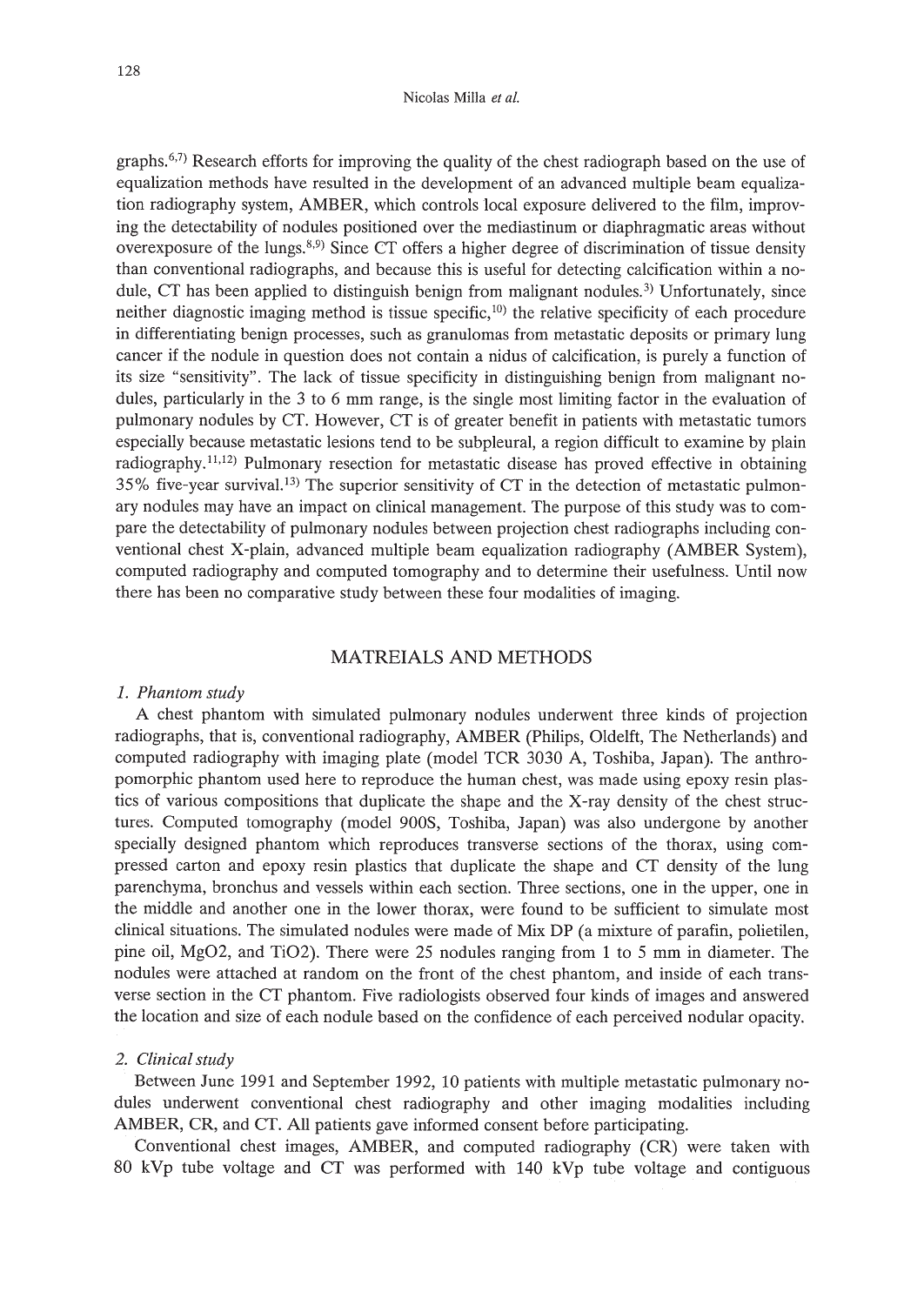graphs.[6,7] Research efforts for improving the quality of the chest radiograph based on the use of equalization methods have resulted in the development of an advanced multiple beam equalization radiography system, AMBER, which controls local exposure delivered to the film, improving the detectability of nodules positioned over the mediastinum or diaphragmatic areas without overexposure of the lungs.[8,9] Since CT offers a higher degree of discrimination of tissue density than conventional radiographs, and because this is useful for detecting calcification within a nodule, CT has been applied to distinguish benign from malignant nodules.[3] Unfortunately, since neither diagnostic imaging method is tissue specific,[10] the relative specificity of each procedure in differentiating benign processes, such as granulomas from metastatic deposits or primary lung cancer if the nodule in question does not contain a nidus of calcification, is purely a function of its size "sensitivity". The lack of tissue specificity in distinguishing benign from malignant nodules, particularly in the 3 to 6 mm range, is the single most limiting factor in the evaluation of pulmonary nodules by CT. However, CT is of greater benefit in patients with metastatic tumors especially because metastatic lesions tend to be subpleural, a region difficult to examine by plain radiography.[11,12] Pulmonary resection for metastatic disease has proved effective in obtaining 35% five-year survival.[13] The superior sensitivity of CT in the detection of metastatic pulmonary nodules may have an impact on clinical management. The purpose of this study was to compare the detectability of pulmonary nodules between projection chest radiographs including conventional chest X-plain, advanced multiple beam equalization radiography (AMBER System), computed radiography and computed tomography and to determine their usefulness. Until now there has been no comparative study between these four modalities of imaging.

## MATREIALS AND METHODS

### *1. Phantom study*

A chest phantom with simulated pulmonary nodules underwent three kinds of projection radiographs, that is, conventional radiography, AMBER (Philips, Oldelft, The Netherlands) and computed radiography with imaging plate (model TCR 3030 A, Toshiba, Japan). The anthropomorphic phantom used here to reproduce the human chest, was made using epoxy resin plastics of various compositions that duplicate the shape and the X-ray density of the chest structures. Computed tomography (model 900S, Toshiba, Japan) was also undergone by another specially designed phantom which reproduces transverse sections of the thorax, using compressed carton and epoxy resin plastics that duplicate the shape and CT density of the lung parenchyma, bronchus and vessels within each section. Three sections, one in the upper, one in the middle and another one in the lower thorax, were found to be sufficient to simulate most clinical situations. The simulated nodules were made of Mix DP (a mixture of parafin, polietilen, pine oil, $MgO_2$, and $TiO_2$). There were 25 nodules ranging from 1 to 5 mm in diameter. The nodules were attached at random on the front of the chest phantom, and inside of each transverse section in the CT phantom. Five radiologists observed four kinds of images and answered the location and size of each nodule based on the confidence of each perceived nodular opacity.

### *2. Clinical study*

Between June 1991 and September 1992, 10 patients with multiple metastatic pulmonary nodules underwent conventional chest radiography and other imaging modalities including AMBER, CR, and CT. All patients gave informed consent before participating.

Conventional chest images, AMBER, and computed radiography (CR) were taken with 80 kVp tube voltage and CT was performed with 140 kVp tube voltage and contiguous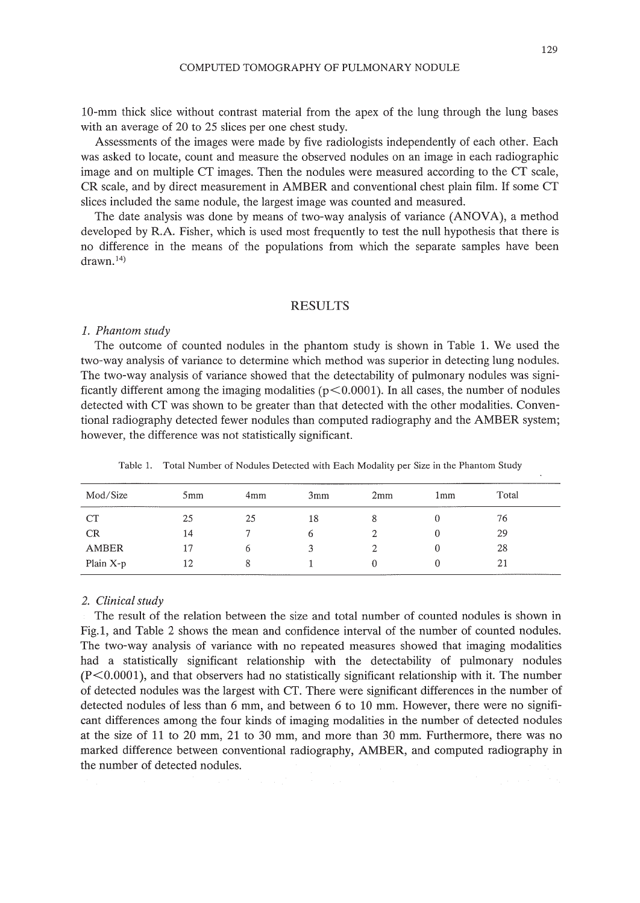10-mm thick slice without contrast material from the apex of the lung through the lung bases with an average of 20 to 25 slices per one chest study.

Assessments of the images were made by five radiologists independently of each other. Each was asked to locate, count and measure the observed nodules on an image in each radiographic image and on multiple CT images. Then the nodules were measured according to the CT scale, CR scale, and by direct measurement in AMBER and conventional chest plain film. If some CT slices included the same nodule, the largest image was counted and measured.

The date analysis was done by means of two-way analysis of variance (ANOVA), a method developed by R.A. Fisher, which is used most frequently to test the null hypothesis that there is no difference in the means of the populations from which the separate samples have been drawn.[14]

## RESULTS

### 1. *Phantom study*

The outcome of counted nodules in the phantom study is shown in Table 1. We used the two-way analysis of variance to determine which method was superior in detecting lung nodules. The two-way analysis of variance showed that the detectability of pulmonary nodules was significantly different among the imaging modalities ($p<0.0001$). In all cases, the number of nodules detected with CT was shown to be greater than that detected with the other modalities. Conventional radiography detected fewer nodules than computed radiography and the AMBER system; however, the difference was not statistically significant.

Table 1. Total Number of Nodules Detected with Each Modality per Size in the Phantom Study

| Mod/Size | 5mm | 4mm | 3mm | 2mm | 1mm | Total |
|---|---|---|---|---|---|---|
| CT | 25 | 25 | 18 | 8 | 0 | 76 |
| CR | 14 | 7 | 6 | 2 | 0 | 29 |
| AMBER | 17 | 6 | 3 | 2 | 0 | 28 |
| Plain X-p | 12 | 8 | 1 | 0 | 0 | 21 |

### 2. *Clinical study*

The result of the relation between the size and total number of counted nodules is shown in Fig.1, and Table 2 shows the mean and confidence interval of the number of counted nodules. The two-way analysis of variance with no repeated measures showed that imaging modalities had a statistically significant relationship with the detectability of pulmonary nodules ($P<0.0001$), and that observers had no statistically significant relationship with it. The number of detected nodules was the largest with CT. There were significant differences in the number of detected nodules of less than 6 mm, and between 6 to 10 mm. However, there were no significant differences among the four kinds of imaging modalities in the number of detected nodules at the size of 11 to 20 mm, 21 to 30 mm, and more than 30 mm. Furthermore, there was no marked difference between conventional radiography, AMBER, and computed radiography in the number of detected nodules.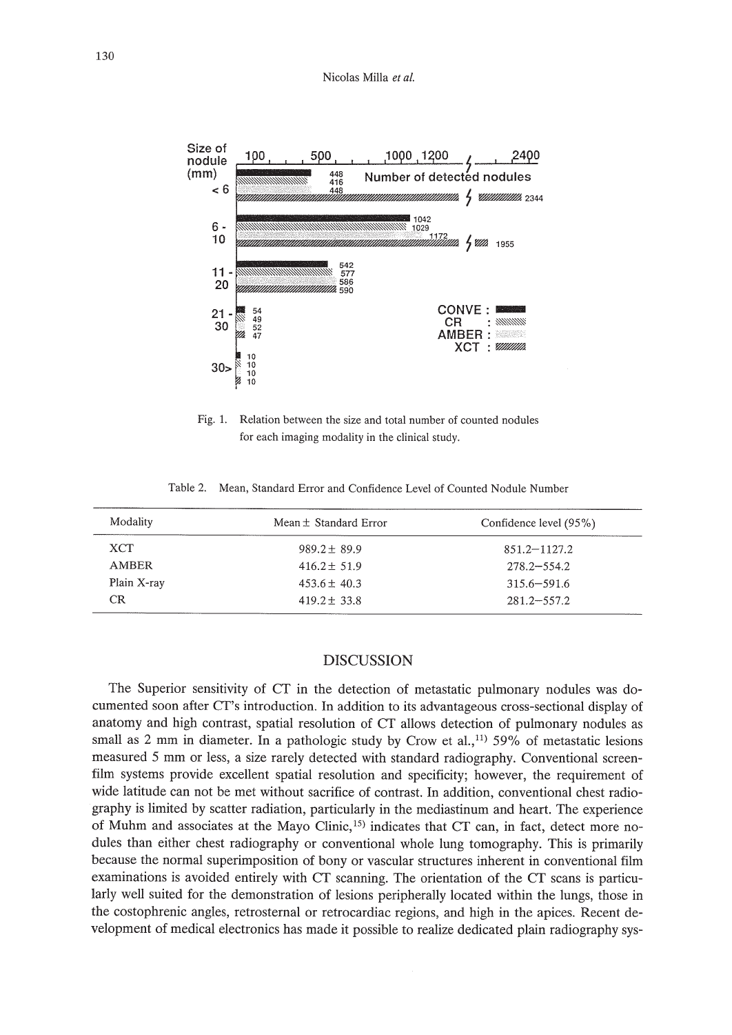Fig. 1. Relation between the size and total number of counted nodules for each imaging modality in the clinical study.

Table 2. Mean, Standard Error and Confidence Level of Counted Nodule Number

| Modality | Mean ± Standard Error | Confidence level (95%) |
|---|---|---|
| XCT | 989.2 ± 89.9 | 851.2–1127.2 |
| AMBER | 416.2 ± 51.9 | 278.2–554.2 |
| Plain X-ray | 453.6 ± 40.3 | 315.6–591.6 |
| CR | 419.2 ± 33.8 | 281.2–557.2 |

## DISCUSSION

The Superior sensitivity of CT in the detection of metastatic pulmonary nodules was documented soon after CT's introduction. In addition to its advantageous cross-sectional display of anatomy and high contrast, spatial resolution of CT allows detection of pulmonary nodules as small as 2 mm in diameter. In a pathologic study by Crow et al.,[11] 59% of metastatic lesions measured 5 mm or less, a size rarely detected with standard radiography. Conventional screen-film systems provide excellent spatial resolution and specificity; however, the requirement of wide latitude can not be met without sacrifice of contrast. In addition, conventional chest radiography is limited by scatter radiation, particularly in the mediastinum and heart. The experience of Muhm and associates at the Mayo Clinic,[15] indicates that CT can, in fact, detect more nodules than either chest radiography or conventional whole lung tomography. This is primarily because the normal superimposition of bony or vascular structures inherent in conventional film examinations is avoided entirely with CT scanning. The orientation of the CT scans is particularly well suited for the demonstration of lesions peripherally located within the lungs, those in the costophrenic angles, retrosternal or retrocardiac regions, and high in the apices. Recent development of medical electronics has made it possible to realize dedicated plain radiography sys-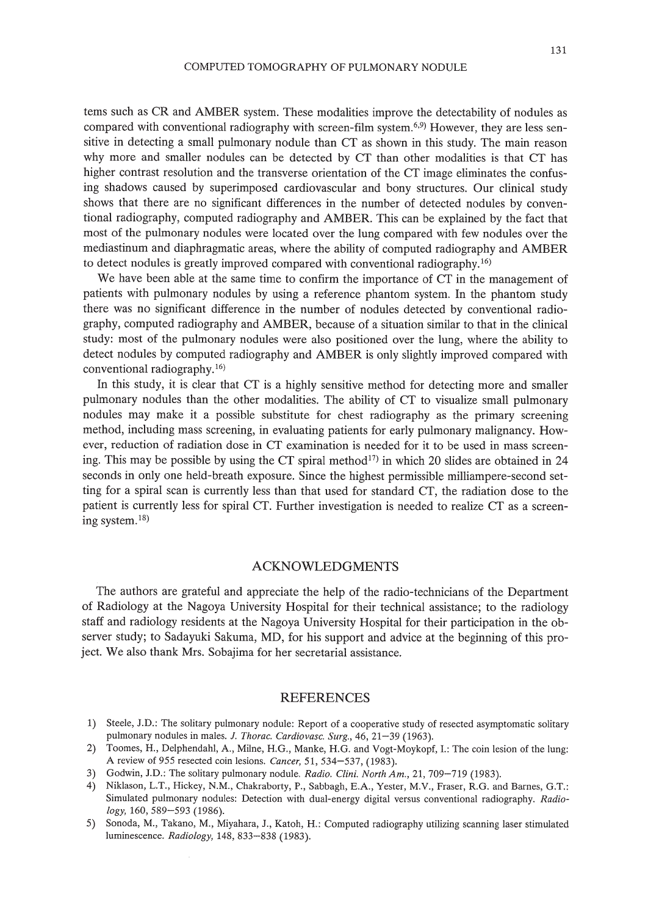tems such as CR and AMBER system. These modalities improve the detectability of nodules as compared with conventional radiography with screen-film system.[6,9] However, they are less sensitive in detecting a small pulmonary nodule than CT as shown in this study. The main reason why more and smaller nodules can be detected by CT than other modalities is that CT has higher contrast resolution and the transverse orientation of the CT image eliminates the confusing shadows caused by superimposed cardiovascular and bony structures. Our clinical study shows that there are no significant differences in the number of detected nodules by conventional radiography, computed radiography and AMBER. This can be explained by the fact that most of the pulmonary nodules were located over the lung compared with few nodules over the mediastinum and diaphragmatic areas, where the ability of computed radiography and AMBER to detect nodules is greatly improved compared with conventional radiography.[16]

We have been able at the same time to confirm the importance of CT in the management of patients with pulmonary nodules by using a reference phantom system. In the phantom study there was no significant difference in the number of nodules detected by conventional radiography, computed radiography and AMBER, because of a situation similar to that in the clinical study: most of the pulmonary nodules were also positioned over the lung, where the ability to detect nodules by computed radiography and AMBER is only slightly improved compared with conventional radiography.[16]

In this study, it is clear that CT is a highly sensitive method for detecting more and smaller pulmonary nodules than the other modalities. The ability of CT to visualize small pulmonary nodules may make it a possible substitute for chest radiography as the primary screening method, including mass screening, in evaluating patients for early pulmonary malignancy. However, reduction of radiation dose in CT examination is needed for it to be used in mass screening. This may be possible by using the CT spiral method[17] in which 20 slides are obtained in 24 seconds in only one held-breath exposure. Since the highest permissible milliampere-second setting for a spiral scan is currently less than that used for standard CT, the radiation dose to the patient is currently less for spiral CT. Further investigation is needed to realize CT as a screening system.[18]

## ACKNOWLEDGMENTS

The authors are grateful and appreciate the help of the radio-technicians of the Department of Radiology at the Nagoya University Hospital for their technical assistance; to the radiology staff and radiology residents at the Nagoya University Hospital for their participation in the observer study; to Sadayuki Sakuma, MD, for his support and advice at the beginning of this project. We also thank Mrs. Sobajima for her secretarial assistance.

## REFERENCES

1) Steele, J.D.: The solitary pulmonary nodule: Report of a cooperative study of resected asymptomatic solitary pulmonary nodules in males. *J. Thorac. Cardiovasc. Surg.*, 46, 21–39 (1963).
2) Toomes, H., Delphendahl, A., Milne, H.G., Manke, H.G. and Vogt-Moykopf, I.: The coin lesion of the lung: A review of 955 resected coin lesions. *Cancer,* 51, 534–537, (1983).
3) Godwin, J.D.: The solitary pulmonary nodule. *Radio. Clini. North Am.*, 21, 709–719 (1983).
4) Niklason, L.T., Hickey, N.M., Chakraborty, P., Sabbagh, E.A., Yester, M.V., Fraser, R.G. and Barnes, G.T.: Simulated pulmonary nodules: Detection with dual-energy digital versus conventional radiography. *Radiology,* 160, 589–593 (1986).
5) Sonoda, M., Takano, M., Miyahara, J., Katoh, H.: Computed radiography utilizing scanning laser stimulated luminescence. *Radiology,* 148, 833–838 (1983).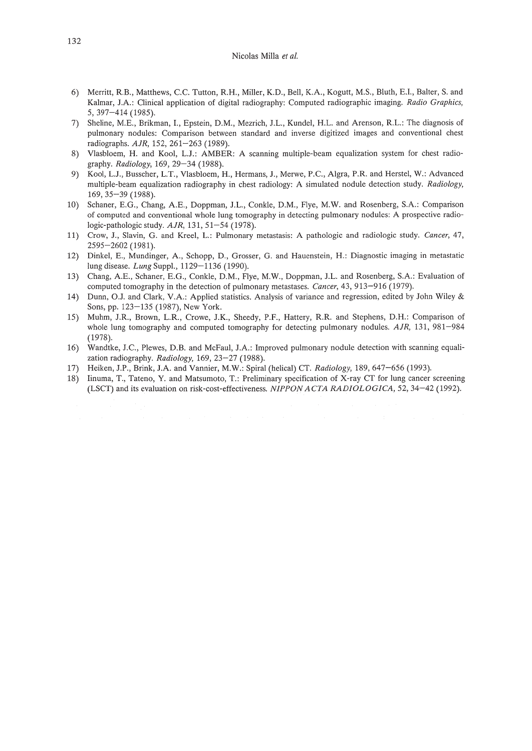6) Merritt, R.B., Matthews, C.C. Tutton, R.H., Miller, K.D., Bell, K.A., Kogutt, M.S., Bluth, E.I., Balter, S. and Kalmar, J.A.: Clinical application of digital radiography: Computed radiographic imaging. *Radio Graphics*, 5, 397–414 (1985).
7) Sheline, M.E., Brikman, I., Epstein, D.M., Mezrich, J.L., Kundel, H.L. and Arenson, R.L.: The diagnosis of pulmonary nodules: Comparison between standard and inverse digitized images and conventional chest radiographs. *AJR*, 152, 261–263 (1989).
8) Vlasbloem, H. and Kool, L.J.: AMBER: A scanning multiple-beam equalization system for chest radiography. *Radiology*, 169, 29–34 (1988).
9) Kool, L.J., Busscher, L.T., Vlasbloem, H., Hermans, J., Merwe, P.C., Algra, P.R. and Herstel, W.: Advanced multiple-beam equalization radiography in chest radiology: A simulated nodule detection study. *Radiology*, 169, 35–39 (1988).
10) Schaner, E.G., Chang, A.E., Doppman, J.L., Conkle, D.M., Flye, M.W. and Rosenberg, S.A.: Comparison of computed and conventional whole lung tomography in detecting pulmonary nodules: A prospective radiologic-pathologic study. *AJR*, 131, 51–54 (1978).
11) Crow, J., Slavin, G. and Kreel, L.: Pulmonary metastasis: A pathologic and radiologic study. *Cancer*, 47, 2595–2602 (1981).
12) Dinkel, E., Mundinger, A., Schopp, D., Grosser, G. and Hauenstein, H.: Diagnostic imaging in metastatic lung disease. *Lung* Suppl., 1129–1136 (1990).
13) Chang, A.E., Schaner, E.G., Conkle, D.M., Flye, M.W., Doppman, J.L. and Rosenberg, S.A.: Evaluation of computed tomography in the detection of pulmonary metastases. *Cancer*, 43, 913–916 (1979).
14) Dunn, O.J. and Clark, V.A.: Applied statistics. Analysis of variance and regression, edited by John Wiley & Sons, pp. 123–135 (1987), New York.
15) Muhm, J.R., Brown, L.R., Crowe, J.K., Sheedy, P.F., Hattery, R.R. and Stephens, D.H.: Comparison of whole lung tomography and computed tomography for detecting pulmonary nodules. *AJR*, 131, 981–984 (1978).
16) Wandtke, J.C., Plewes, D.B. and McFaul, J.A.: Improved pulmonary nodule detection with scanning equalization radiography. *Radiology*, 169, 23–27 (1988).
17) Heiken, J.P., Brink, J.A. and Vannier, M.W.: Spiral (helical) CT. *Radiology*, 189, 647–656 (1993).
18) Iinuma, T., Tateno, Y. and Matsumoto, T.: Preliminary specification of X-ray CT for lung cancer screening (LSCT) and its evaluation on risk-cost-effectiveness. *NIPPON ACTA RADIOLOGICA*, 52, 34–42 (1992).